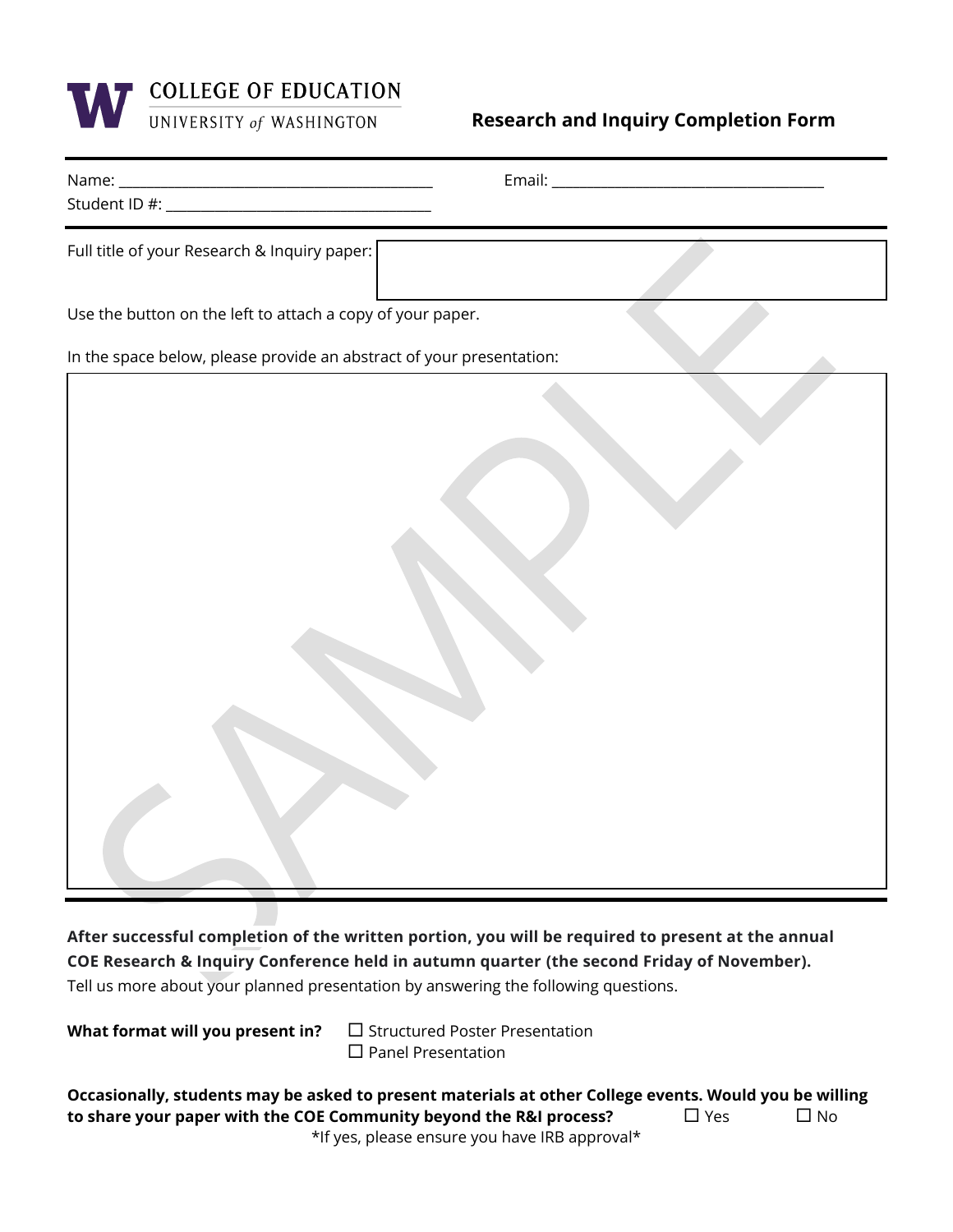COLLEGE OF EDUCATION
UNIVERSITY *of* WASHINGTON

# Research and Inquiry Completion Form

Name: ________________________________________ Email: ____________________________________

Student ID #: ____________________________________

Full title of your Research & Inquiry paper:

Use the button on the left to attach a copy of your paper.

In the space below, please provide an abstract of your presentation:

SAMPLE

**After successful completion of the written portion, you will be required to present at the annual COE Research & Inquiry Conference held in autumn quarter (the second Friday of November).**

Tell us more about your planned presentation by answering the following questions.

**What format will you present in?**

- ☐ Structured Poster Presentation
- ☐ Panel Presentation

**Occasionally, students may be asked to present materials at other College events. Would you be willing to share your paper with the COE Community beyond the R&I process?** ☐ Yes ☐ No

*If yes, please ensure you have IRB approval*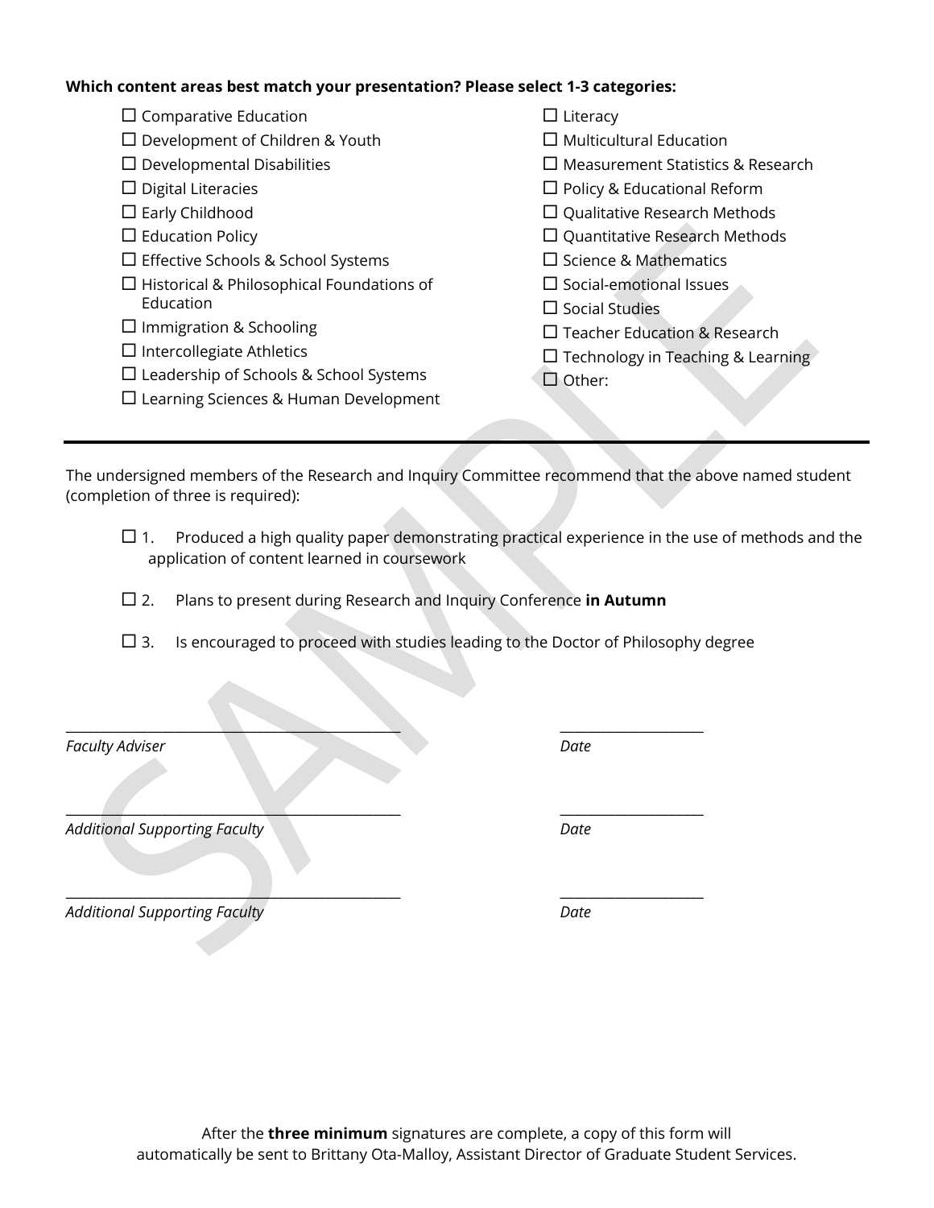**Which content areas best match your presentation? Please select 1-3 categories:**

- ☐ Comparative Education
- ☐ Development of Children & Youth
- ☐ Developmental Disabilities
- ☐ Digital Literacies
- ☐ Early Childhood
- ☐ Education Policy
- ☐ Effective Schools & School Systems
- ☐ Historical & Philosophical Foundations of Education
- ☐ Immigration & Schooling
- ☐ Intercollegiate Athletics
- ☐ Leadership of Schools & School Systems
- ☐ Learning Sciences & Human Development
- ☐ Literacy
- ☐ Multicultural Education
- ☐ Measurement Statistics & Research
- ☐ Policy & Educational Reform
- ☐ Qualitative Research Methods
- ☐ Quantitative Research Methods
- ☐ Science & Mathematics
- ☐ Social-emotional Issues
- ☐ Social Studies
- ☐ Teacher Education & Research
- ☐ Technology in Teaching & Learning
- ☐ Other:

---

The undersigned members of the Research and Inquiry Committee recommend that the above named student (completion of three is required):

☐ 1. Produced a high quality paper demonstrating practical experience in the use of methods and the application of content learned in coursework

☐ 2. Plans to present during Research and Inquiry Conference **in Autumn**

☐ 3. Is encouraged to proceed with studies leading to the Doctor of Philosophy degree

\_\_\_\_\_\_\_\_\_\_\_\_\_\_\_\_\_\_\_\_\_\_\_\_\_\_\_\_\_\_\_\_\_\_\_\_\_\_\_\_\_\_ \_\_\_\_\_\_\_\_\_\_\_\_\_\_\_\_\_\_\_\_
*Faculty Adviser* *Date*

\_\_\_\_\_\_\_\_\_\_\_\_\_\_\_\_\_\_\_\_\_\_\_\_\_\_\_\_\_\_\_\_\_\_\_\_\_\_\_\_\_\_ \_\_\_\_\_\_\_\_\_\_\_\_\_\_\_\_\_\_\_\_
*Additional Supporting Faculty* *Date*

\_\_\_\_\_\_\_\_\_\_\_\_\_\_\_\_\_\_\_\_\_\_\_\_\_\_\_\_\_\_\_\_\_\_\_\_\_\_\_\_\_\_ \_\_\_\_\_\_\_\_\_\_\_\_\_\_\_\_\_\_\_\_
*Additional Supporting Faculty* *Date*

After the **three minimum** signatures are complete, a copy of this form will automatically be sent to Brittany Ota-Malloy, Assistant Director of Graduate Student Services.